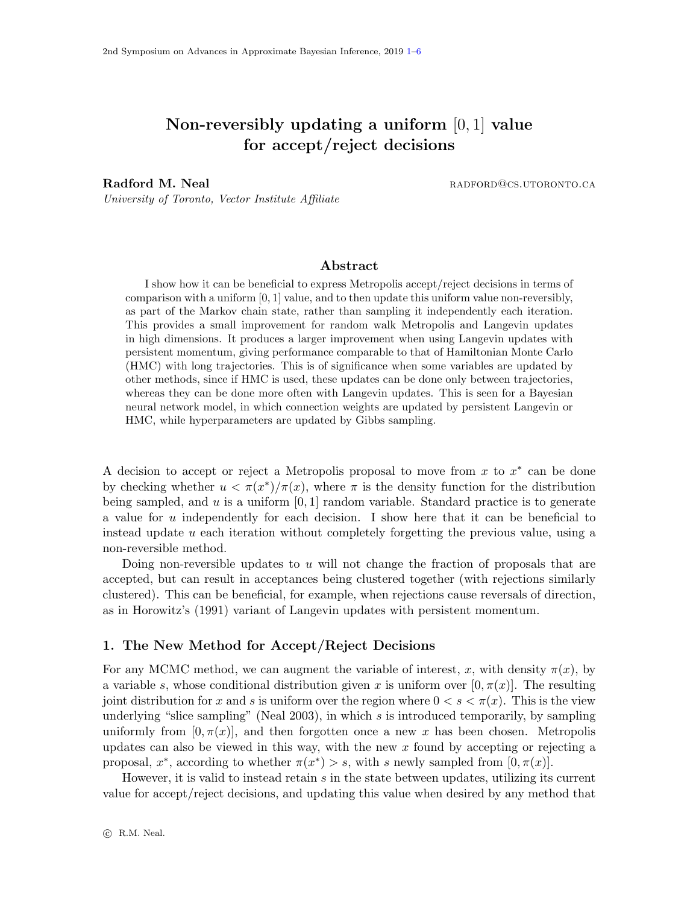# Non-reversibly updating a uniform $[0, 1]$ value for accept/reject decisions

**Radford M. Neal** RADFORD@CS.UTORONTO.CA

*University of Toronto, Vector Institute Affiliate*

## Abstract

I show how it can be beneficial to express Metropolis accept/reject decisions in terms of comparison with a uniform $[0, 1]$ value, and to then update this uniform value non-reversibly, as part of the Markov chain state, rather than sampling it independently each iteration. This provides a small improvement for random walk Metropolis and Langevin updates in high dimensions. It produces a larger improvement when using Langevin updates with persistent momentum, giving performance comparable to that of Hamiltonian Monte Carlo (HMC) with long trajectories. This is of significance when some variables are updated by other methods, since if HMC is used, these updates can be done only between trajectories, whereas they can be done more often with Langevin updates. This is seen for a Bayesian neural network model, in which connection weights are updated by persistent Langevin or HMC, while hyperparameters are updated by Gibbs sampling.

A decision to accept or reject a Metropolis proposal to move from $x$ to $x^*$ can be done by checking whether $u < \pi(x^*)/\pi(x)$, where $\pi$ is the density function for the distribution being sampled, and $u$ is a uniform $[0, 1]$ random variable. Standard practice is to generate a value for $u$ independently for each decision. I show here that it can be beneficial to instead update $u$ each iteration without completely forgetting the previous value, using a non-reversible method.

Doing non-reversible updates to $u$ will not change the fraction of proposals that are accepted, but can result in acceptances being clustered together (with rejections similarly clustered). This can be beneficial, for example, when rejections cause reversals of direction, as in Horowitz's (1991) variant of Langevin updates with persistent momentum.

## 1. The New Method for Accept/Reject Decisions

For any MCMC method, we can augment the variable of interest, $x$, with density $\pi(x)$, by a variable $s$, whose conditional distribution given $x$ is uniform over $[0, \pi(x)]$. The resulting joint distribution for $x$ and $s$ is uniform over the region where $0 < s < \pi(x)$. This is the view underlying "slice sampling" (Neal 2003), in which $s$ is introduced temporarily, by sampling uniformly from $[0, \pi(x)]$, and then forgotten once a new $x$ has been chosen. Metropolis updates can also be viewed in this way, with the new $x$ found by accepting or rejecting a proposal, $x^*$, according to whether $\pi(x^*) > s$, with $s$ newly sampled from $[0, \pi(x)]$.

However, it is valid to instead retain $s$ in the state between updates, utilizing its current value for accept/reject decisions, and updating this value when desired by any method that

© R.M. Neal.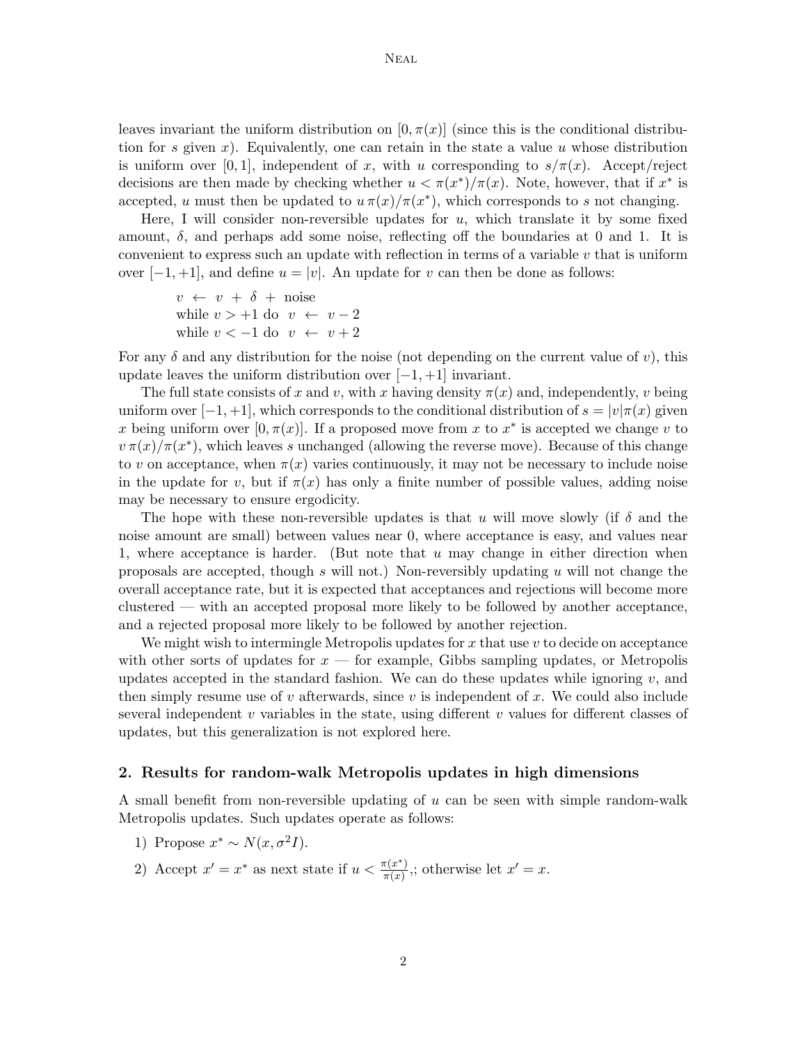leaves invariant the uniform distribution on $[0, \pi(x)]$ (since this is the conditional distribution for $s$ given $x$). Equivalently, one can retain in the state a value $u$ whose distribution is uniform over $[0, 1]$, independent of $x$, with $u$ corresponding to $s/\pi(x)$. Accept/reject decisions are then made by checking whether $u < \pi(x^*)/\pi(x)$. Note, however, that if $x^*$ is accepted, $u$ must then be updated to $u\,\pi(x)/\pi(x^*)$, which corresponds to $s$ not changing.

Here, I will consider non-reversible updates for $u$, which translate it by some fixed amount, $\delta$, and perhaps add some noise, reflecting off the boundaries at 0 and 1. It is convenient to express such an update with reflection in terms of a variable $v$ that is uniform over $[-1, +1]$, and define $u = |v|$. An update for $v$ can then be done as follows:

$v \leftarrow v + \delta + \text{noise}$
while $v > +1$ do $v \leftarrow v - 2$
while $v < -1$ do $v \leftarrow v + 2$

For any $\delta$ and any distribution for the noise (not depending on the current value of $v$), this update leaves the uniform distribution over $[-1, +1]$ invariant.

The full state consists of $x$ and $v$, with $x$ having density $\pi(x)$ and, independently, $v$ being uniform over $[-1, +1]$, which corresponds to the conditional distribution of $s = |v|\pi(x)$ given $x$ being uniform over $[0, \pi(x)]$. If a proposed move from $x$ to $x^*$ is accepted we change $v$ to $v\,\pi(x)/\pi(x^*)$, which leaves $s$ unchanged (allowing the reverse move). Because of this change to $v$ on acceptance, when $\pi(x)$ varies continuously, it may not be necessary to include noise in the update for $v$, but if $\pi(x)$ has only a finite number of possible values, adding noise may be necessary to ensure ergodicity.

The hope with these non-reversible updates is that $u$ will move slowly (if $\delta$ and the noise amount are small) between values near 0, where acceptance is easy, and values near 1, where acceptance is harder. (But note that $u$ may change in either direction when proposals are accepted, though $s$ will not.) Non-reversibly updating $u$ will not change the overall acceptance rate, but it is expected that acceptances and rejections will become more clustered — with an accepted proposal more likely to be followed by another acceptance, and a rejected proposal more likely to be followed by another rejection.

We might wish to intermingle Metropolis updates for $x$ that use $v$ to decide on acceptance with other sorts of updates for $x$ — for example, Gibbs sampling updates, or Metropolis updates accepted in the standard fashion. We can do these updates while ignoring $v$, and then simply resume use of $v$ afterwards, since $v$ is independent of $x$. We could also include several independent $v$ variables in the state, using different $v$ values for different classes of updates, but this generalization is not explored here.

## 2. Results for random-walk Metropolis updates in high dimensions

A small benefit from non-reversible updating of $u$ can be seen with simple random-walk Metropolis updates. Such updates operate as follows:

1) Propose $x^* \sim N(x, \sigma^2 I)$.

2) Accept $x' = x^*$ as next state if $u < \frac{\pi(x^*)}{\pi(x)}$,; otherwise let $x' = x$.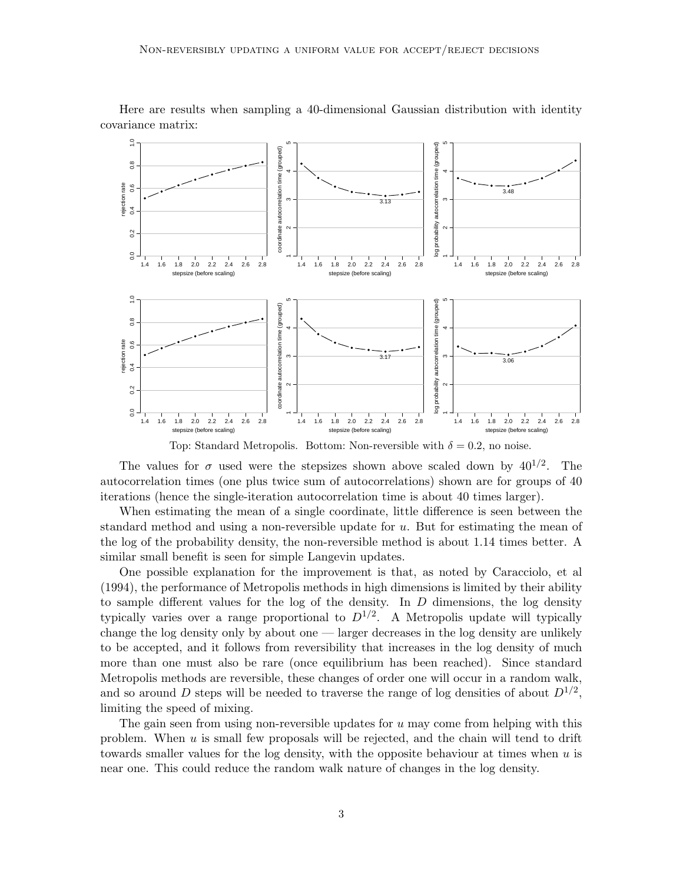Here are results when sampling a 40-dimensional Gaussian distribution with identity covariance matrix:

Top: Standard Metropolis. Bottom: Non-reversible with $\delta = 0.2$, no noise.

The values for $\sigma$ used were the stepsizes shown above scaled down by $40^{1/2}$. The autocorrelation times (one plus twice sum of autocorrelations) shown are for groups of 40 iterations (hence the single-iteration autocorrelation time is about 40 times larger).

When estimating the mean of a single coordinate, little difference is seen between the standard method and using a non-reversible update for $u$. But for estimating the mean of the log of the probability density, the non-reversible method is about 1.14 times better. A similar small benefit is seen for simple Langevin updates.

One possible explanation for the improvement is that, as noted by Caracciolo, et al (1994), the performance of Metropolis methods in high dimensions is limited by their ability to sample different values for the log of the density. In $D$ dimensions, the log density typically varies over a range proportional to $D^{1/2}$. A Metropolis update will typically change the log density only by about one — larger decreases in the log density are unlikely to be accepted, and it follows from reversibility that increases in the log density of much more than one must also be rare (once equilibrium has been reached). Since standard Metropolis methods are reversible, these changes of order one will occur in a random walk, and so around $D$ steps will be needed to traverse the range of log densities of about $D^{1/2}$, limiting the speed of mixing.

The gain seen from using non-reversible updates for $u$ may come from helping with this problem. When $u$ is small few proposals will be rejected, and the chain will tend to drift towards smaller values for the log density, with the opposite behaviour at times when $u$ is near one. This could reduce the random walk nature of changes in the log density.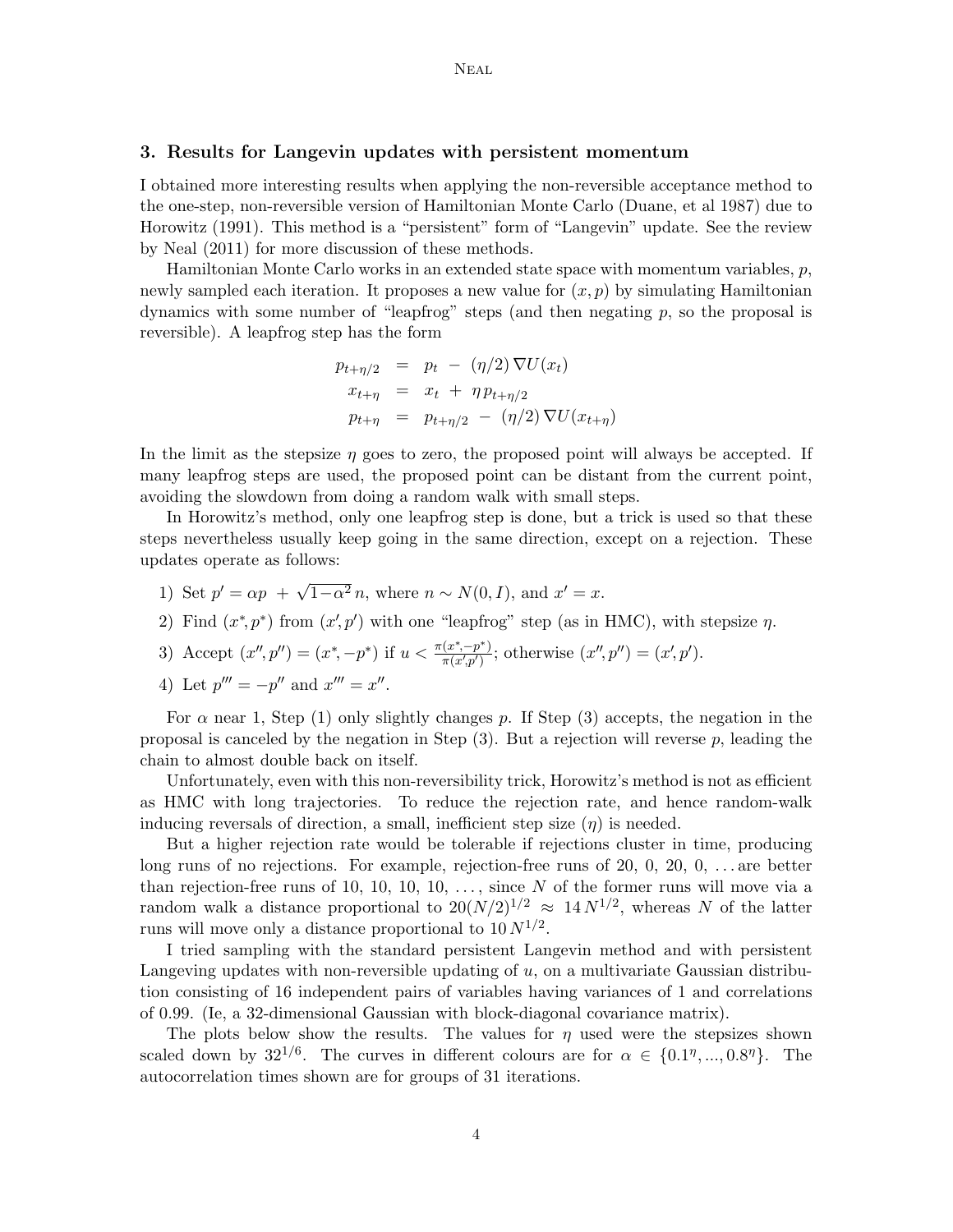## 3. Results for Langevin updates with persistent momentum

I obtained more interesting results when applying the non-reversible acceptance method to the one-step, non-reversible version of Hamiltonian Monte Carlo (Duane, et al 1987) due to Horowitz (1991). This method is a "persistent" form of "Langevin" update. See the review by Neal (2011) for more discussion of these methods.

Hamiltonian Monte Carlo works in an extended state space with momentum variables, $p$, newly sampled each iteration. It proposes a new value for $(x, p)$ by simulating Hamiltonian dynamics with some number of "leapfrog" steps (and then negating $p$, so the proposal is reversible). A leapfrog step has the form

$$
\begin{aligned}
p_{t+\eta/2} &= p_t \;-\; (\eta/2)\,\nabla U(x_t) \\
x_{t+\eta} &= x_t \;+\; \eta\, p_{t+\eta/2} \\
p_{t+\eta} &= p_{t+\eta/2} \;-\; (\eta/2)\,\nabla U(x_{t+\eta})
\end{aligned}
$$

In the limit as the stepsize $\eta$ goes to zero, the proposed point will always be accepted. If many leapfrog steps are used, the proposed point can be distant from the current point, avoiding the slowdown from doing a random walk with small steps.

In Horowitz's method, only one leapfrog step is done, but a trick is used so that these steps nevertheless usually keep going in the same direction, except on a rejection. These updates operate as follows:

1) Set $p' = \alpha p \;+\; \sqrt{1-\alpha^2}\, n$, where $n \sim N(0, I)$, and $x' = x$.
2) Find $(x^*, p^*)$ from $(x', p')$ with one "leapfrog" step (as in HMC), with stepsize $\eta$.
3) Accept $(x'', p'') = (x^*, -p^*)$ if $u < \frac{\pi(x^*, -p^*)}{\pi(x', p')}$; otherwise $(x'', p'') = (x', p')$.
4) Let $p''' = -p''$ and $x''' = x''$.

For $\alpha$ near 1, Step (1) only slightly changes $p$. If Step (3) accepts, the negation in the proposal is canceled by the negation in Step (3). But a rejection will reverse $p$, leading the chain to almost double back on itself.

Unfortunately, even with this non-reversibility trick, Horowitz's method is not as efficient as HMC with long trajectories. To reduce the rejection rate, and hence random-walk inducing reversals of direction, a small, inefficient step size ($\eta$) is needed.

But a higher rejection rate would be tolerable if rejections cluster in time, producing long runs of no rejections. For example, rejection-free runs of 20, 0, 20, 0, ... are better than rejection-free runs of 10, 10, 10, 10, ..., since $N$ of the former runs will move via a random walk a distance proportional to $20(N/2)^{1/2} \approx 14\, N^{1/2}$, whereas $N$ of the latter runs will move only a distance proportional to $10\, N^{1/2}$.

I tried sampling with the standard persistent Langevin method and with persistent Langeving updates with non-reversible updating of $u$, on a multivariate Gaussian distribution consisting of 16 independent pairs of variables having variances of 1 and correlations of 0.99. (Ie, a 32-dimensional Gaussian with block-diagonal covariance matrix).

The plots below show the results. The values for $\eta$ used were the stepsizes shown scaled down by $32^{1/6}$. The curves in different colours are for $\alpha \in \{0.1^\eta, ..., 0.8^\eta\}$. The autocorrelation times shown are for groups of 31 iterations.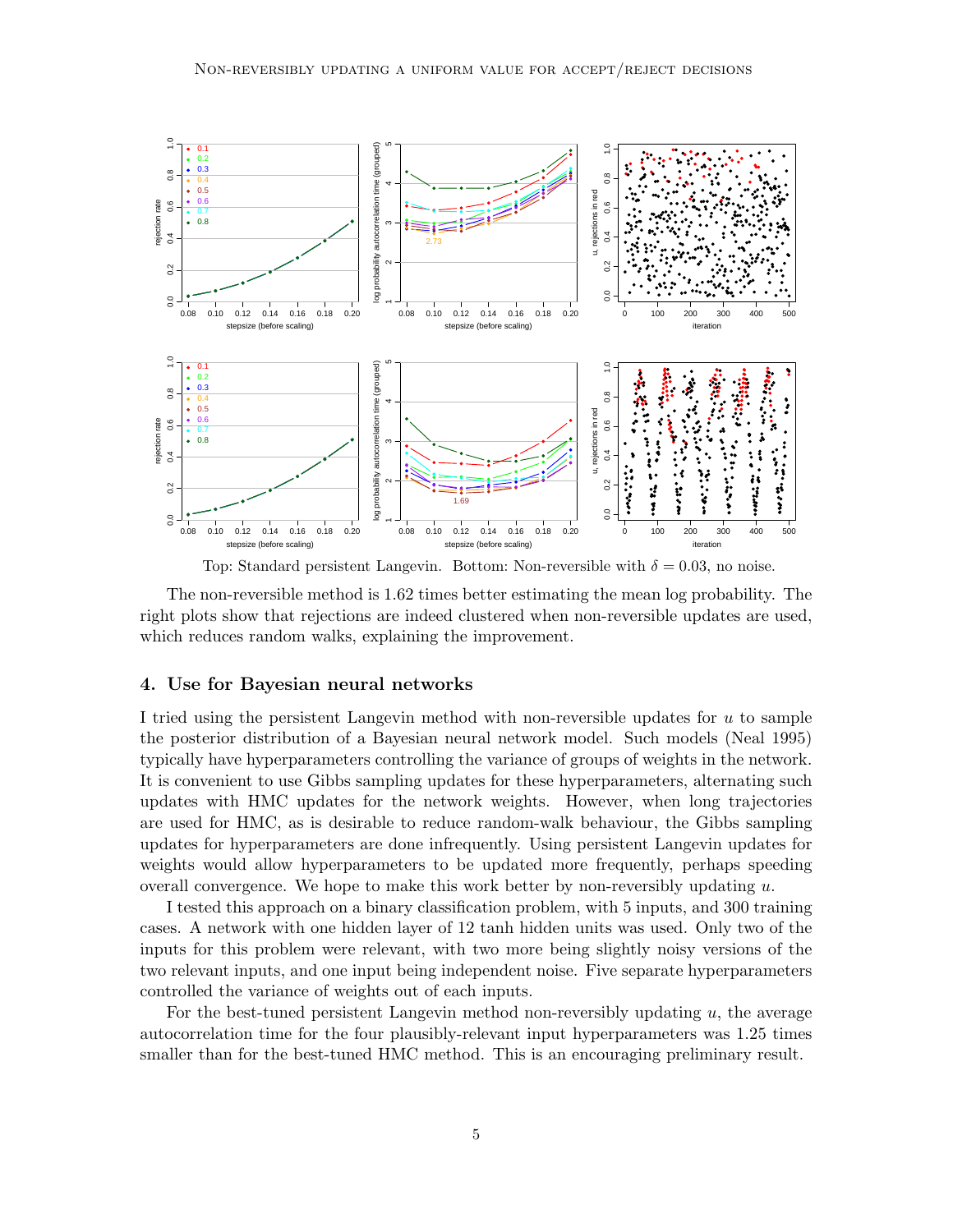Top: Standard persistent Langevin. Bottom: Non-reversible with $\delta = 0.03$, no noise.

The non-reversible method is 1.62 times better estimating the mean log probability. The right plots show that rejections are indeed clustered when non-reversible updates are used, which reduces random walks, explaining the improvement.

## 4. Use for Bayesian neural networks

I tried using the persistent Langevin method with non-reversible updates for $u$ to sample the posterior distribution of a Bayesian neural network model. Such models (Neal 1995) typically have hyperparameters controlling the variance of groups of weights in the network. It is convenient to use Gibbs sampling updates for these hyperparameters, alternating such updates with HMC updates for the network weights. However, when long trajectories are used for HMC, as is desirable to reduce random-walk behaviour, the Gibbs sampling updates for hyperparameters are done infrequently. Using persistent Langevin updates for weights would allow hyperparameters to be updated more frequently, perhaps speeding overall convergence. We hope to make this work better by non-reversibly updating $u$.

I tested this approach on a binary classification problem, with 5 inputs, and 300 training cases. A network with one hidden layer of 12 tanh hidden units was used. Only two of the inputs for this problem were relevant, with two more being slightly noisy versions of the two relevant inputs, and one input being independent noise. Five separate hyperparameters controlled the variance of weights out of each inputs.

For the best-tuned persistent Langevin method non-reversibly updating $u$, the average autocorrelation time for the four plausibly-relevant input hyperparameters was 1.25 times smaller than for the best-tuned HMC method. This is an encouraging preliminary result.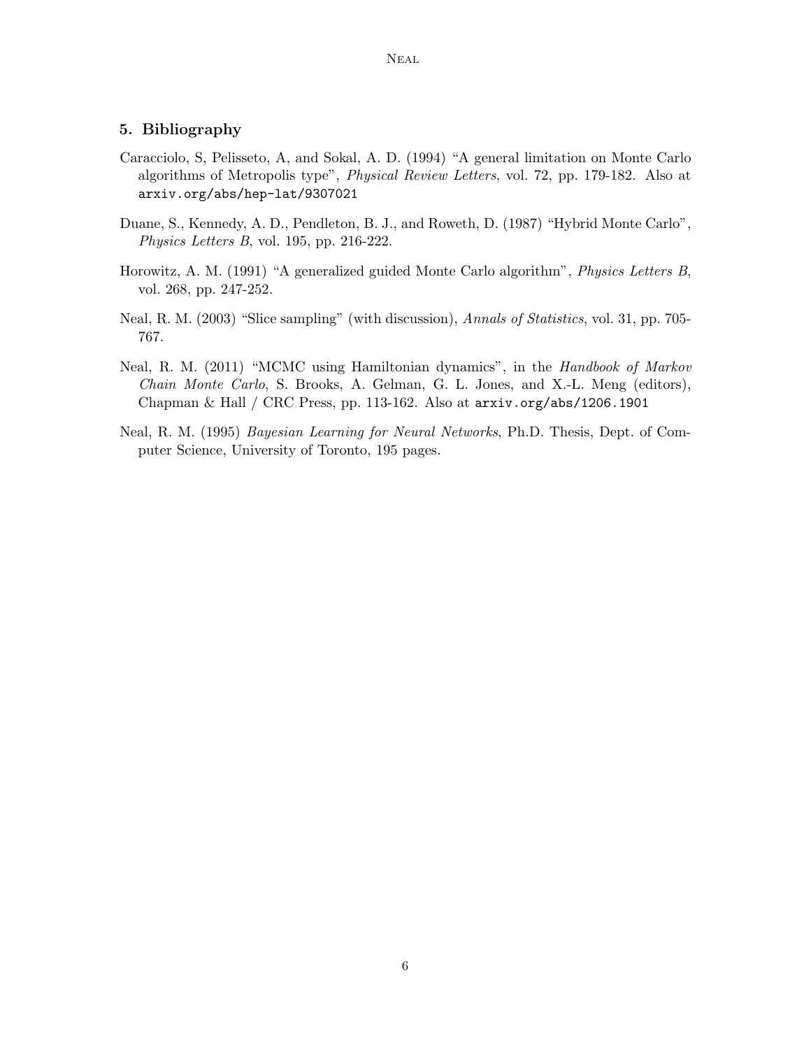## 5. Bibliography

Caracciolo, S, Pelisseto, A, and Sokal, A. D. (1994) "A general limitation on Monte Carlo algorithms of Metropolis type", *Physical Review Letters*, vol. 72, pp. 179-182. Also at `arxiv.org/abs/hep-lat/9307021`

Duane, S., Kennedy, A. D., Pendleton, B. J., and Roweth, D. (1987) "Hybrid Monte Carlo", *Physics Letters B*, vol. 195, pp. 216-222.

Horowitz, A. M. (1991) "A generalized guided Monte Carlo algorithm", *Physics Letters B*, vol. 268, pp. 247-252.

Neal, R. M. (2003) "Slice sampling" (with discussion), *Annals of Statistics*, vol. 31, pp. 705-767.

Neal, R. M. (2011) "MCMC using Hamiltonian dynamics", in the *Handbook of Markov Chain Monte Carlo*, S. Brooks, A. Gelman, G. L. Jones, and X.-L. Meng (editors), Chapman & Hall / CRC Press, pp. 113-162. Also at `arxiv.org/abs/1206.1901`

Neal, R. M. (1995) *Bayesian Learning for Neural Networks*, Ph.D. Thesis, Dept. of Computer Science, University of Toronto, 195 pages.